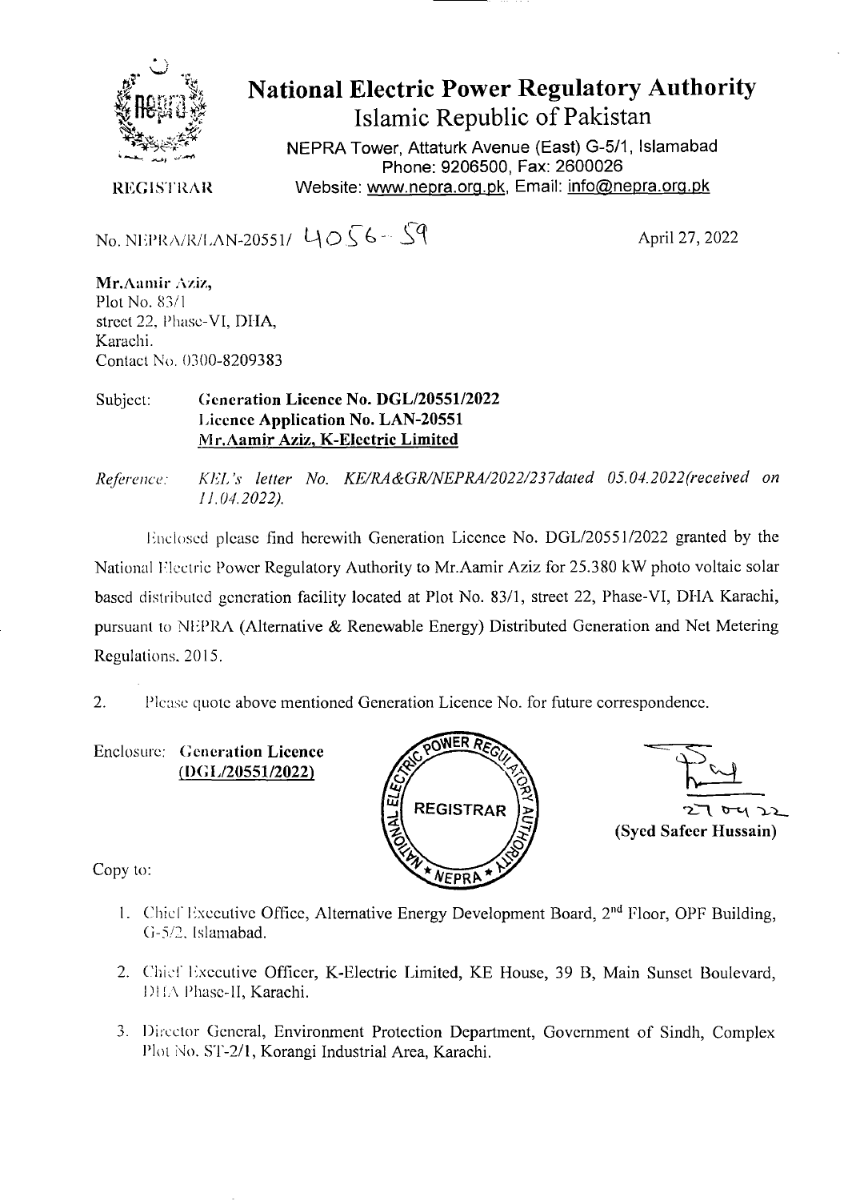# National Electric Power Regulatory Authority

## Islamic Republic of Pakistan

NEPRA Tower, Attaturk Avenue (East) G-5/1, Islamabad
Phone: 9206500, Fax: 2600026
Website: www.nepra.org.pk, Email: info@nepra.org.pk

REGISTRAR

No. NEPRA/R/LAN-20551/ 4056-59

April 27, 2022

**Mr.Aamir Aziz,**
Plot No. 83/1
street 22, Phase-VI, DHA,
Karachi.
Contact No. 0300-8209383

Subject: **Generation Licence No. DGL/20551/2022**
**Licence Application No. LAN-20551**
**Mr.Aamir Aziz, K-Electric Limited**

*Reference: KEL's letter No. KE/RA&GR/NEPRA/2022/237dated 05.04.2022(received on 11.04.2022).*

Enclosed please find herewith Generation Licence No. DGL/20551/2022 granted by the National Electric Power Regulatory Authority to Mr.Aamir Aziz for 25.380 kW photo voltaic solar based distributed generation facility located at Plot No. 83/1, street 22, Phase-VI, DHA Karachi, pursuant to NEPRA (Alternative & Renewable Energy) Distributed Generation and Net Metering Regulations, 2015.

2. Please quote above mentioned Generation Licence No. for future correspondence.

Enclosure: **Generation Licence (DGL/20551/2022)**

27-04-22
**(Syed Safeer Hussain)**

Copy to:

1. Chief Executive Office, Alternative Energy Development Board, 2nd Floor, OPF Building, G-5/2, Islamabad.
2. Chief Executive Officer, K-Electric Limited, KE House, 39 B, Main Sunset Boulevard, DHA Phase-II, Karachi.
3. Director General, Environment Protection Department, Government of Sindh, Complex Plot No. ST-2/1, Korangi Industrial Area, Karachi.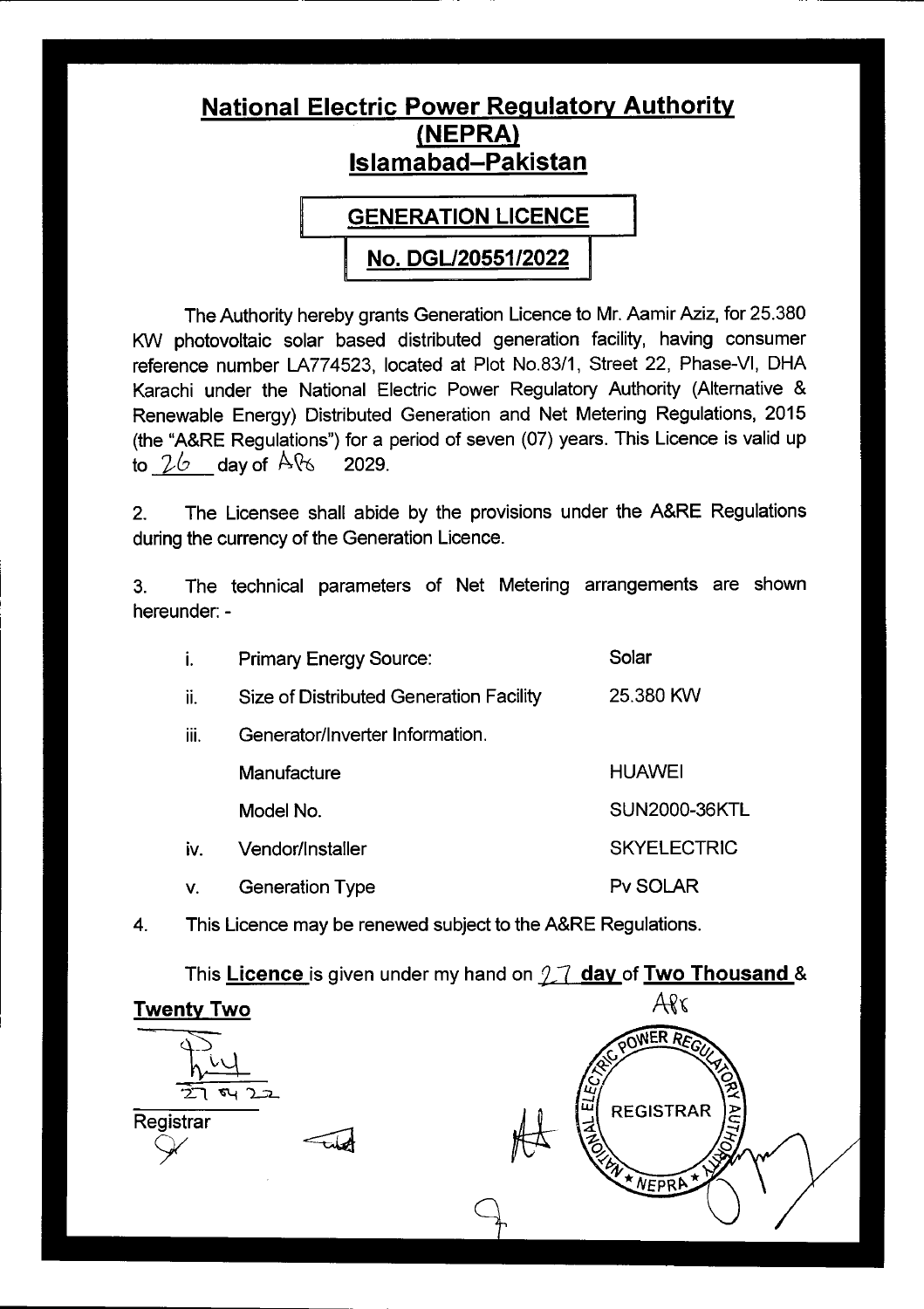# National Electric Power Regulatory Authority (NEPRA) Islamabad–Pakistan

## GENERATION LICENCE

## No. DGL/20551/2022

The Authority hereby grants Generation Licence to Mr. Aamir Aziz, for 25.380 KW photovoltaic solar based distributed generation facility, having consumer reference number LA774523, located at Plot No.83/1, Street 22, Phase-VI, DHA Karachi under the National Electric Power Regulatory Authority (Alternative & Renewable Energy) Distributed Generation and Net Metering Regulations, 2015 (the "A&RE Regulations") for a period of seven (07) years. This Licence is valid up to 26 day of Apr 2029.

2. The Licensee shall abide by the provisions under the A&RE Regulations during the currency of the Generation Licence.

3. The technical parameters of Net Metering arrangements are shown hereunder: -

| | | |
|---|---|---|
| i. | Primary Energy Source: | Solar |
| ii. | Size of Distributed Generation Facility | 25.380 KW |
| iii. | Generator/Inverter Information. | |
| | Manufacture | HUAWEI |
| | Model No. | SUN2000-36KTL |
| iv. | Vendor/Installer | SKYELECTRIC |
| v. | Generation Type | Pv SOLAR |

4. This Licence may be renewed subject to the A&RE Regulations.

This **Licence** is given under my hand on 27 **day** of **Two Thousand** & **Twenty Two** Apr

27 04 22

Registrar

REGISTRAR
NATIONAL ELECTRIC POWER REGULATORY AUTHORITY
NEPRA